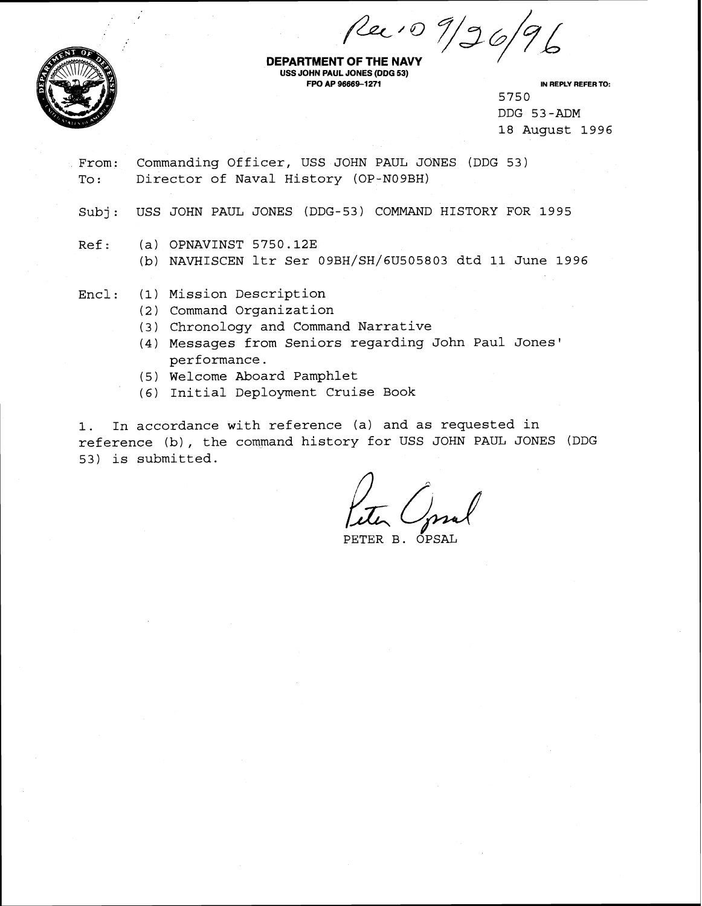Rec'd 9/26/96

**DEPARTMENT OF THE NAVY**
**USS JOHN PAUL JONES (DDG 53)**
**FPO AP 96669-1271**

IN REPLY REFER TO:
5750
DDG 53-ADM
18 August 1996

From: Commanding Officer, USS JOHN PAUL JONES (DDG 53)
To: Director of Naval History (OP-N09BH)

Subj: USS JOHN PAUL JONES (DDG-53) COMMAND HISTORY FOR 1995

Ref: (a) OPNAVINST 5750.12E
(b) NAVHISCEN ltr Ser 09BH/SH/6U505803 dtd 11 June 1996

Encl: (1) Mission Description
(2) Command Organization
(3) Chronology and Command Narrative
(4) Messages from Seniors regarding John Paul Jones' performance.
(5) Welcome Aboard Pamphlet
(6) Initial Deployment Cruise Book

1. In accordance with reference (a) and as requested in reference (b), the command history for USS JOHN PAUL JONES (DDG 53) is submitted.

Peter Opsal

PETER B. OPSAL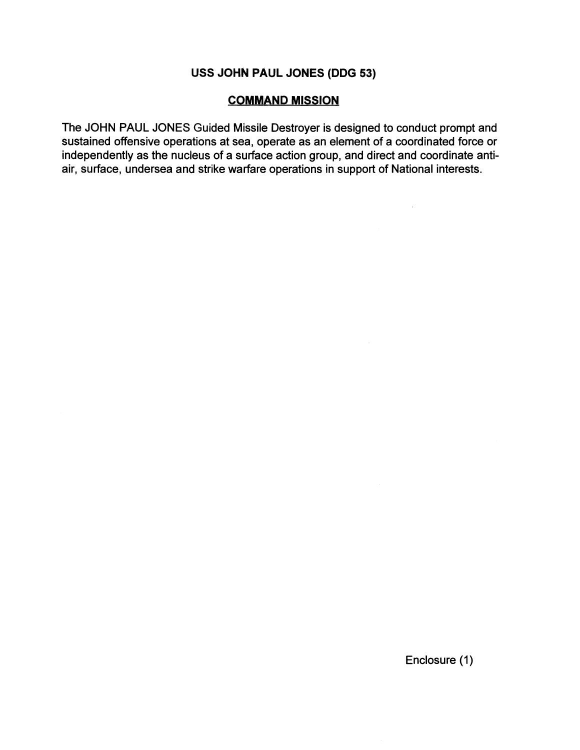# USS JOHN PAUL JONES (DDG 53)

## COMMAND MISSION

The JOHN PAUL JONES Guided Missile Destroyer is designed to conduct prompt and sustained offensive operations at sea, operate as an element of a coordinated force or independently as the nucleus of a surface action group, and direct and coordinate anti-air, surface, undersea and strike warfare operations in support of National interests.

Enclosure (1)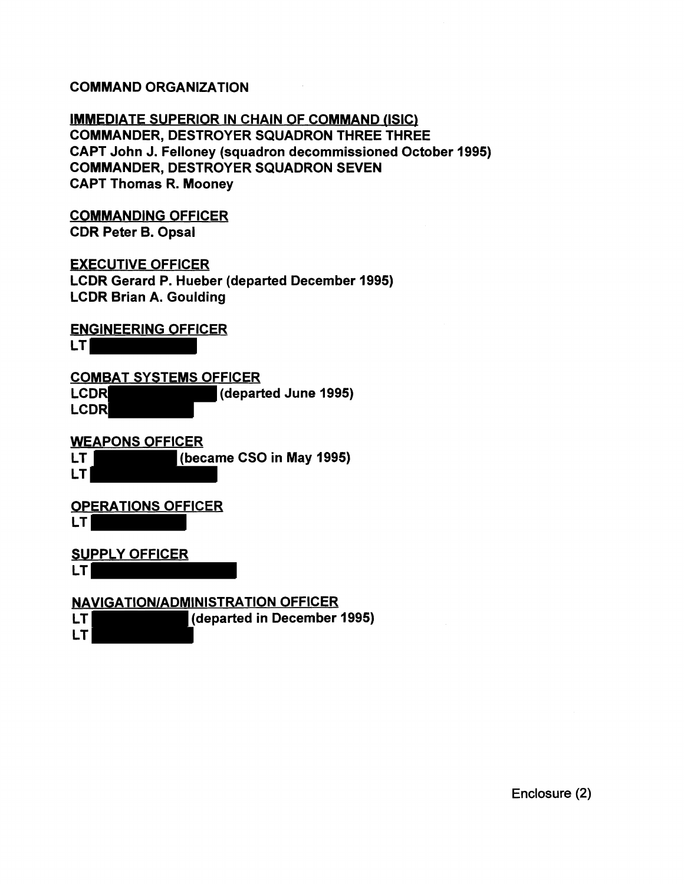# COMMAND ORGANIZATION

**IMMEDIATE SUPERIOR IN CHAIN OF COMMAND (ISIC)**
**COMMANDER, DESTROYER SQUADRON THREE THREE**
**CAPT John J. Felloney (squadron decommissioned October 1995)**
**COMMANDER, DESTROYER SQUADRON SEVEN**
**CAPT Thomas R. Mooney**

**COMMANDING OFFICER**
**CDR Peter B. Opsal**

**EXECUTIVE OFFICER**
**LCDR Gerard P. Hueber (departed December 1995)**
**LCDR Brian A. Goulding**

**ENGINEERING OFFICER**
**LT**

**COMBAT SYSTEMS OFFICER**
**LCDR (departed June 1995)**
**LCDR**

**WEAPONS OFFICER**
**LT (became CSO in May 1995)**
**LT**

**OPERATIONS OFFICER**
**LT**

**SUPPLY OFFICER**
**LT**

**NAVIGATION/ADMINISTRATION OFFICER**
**LT (departed in December 1995)**
**LT**

Enclosure (2)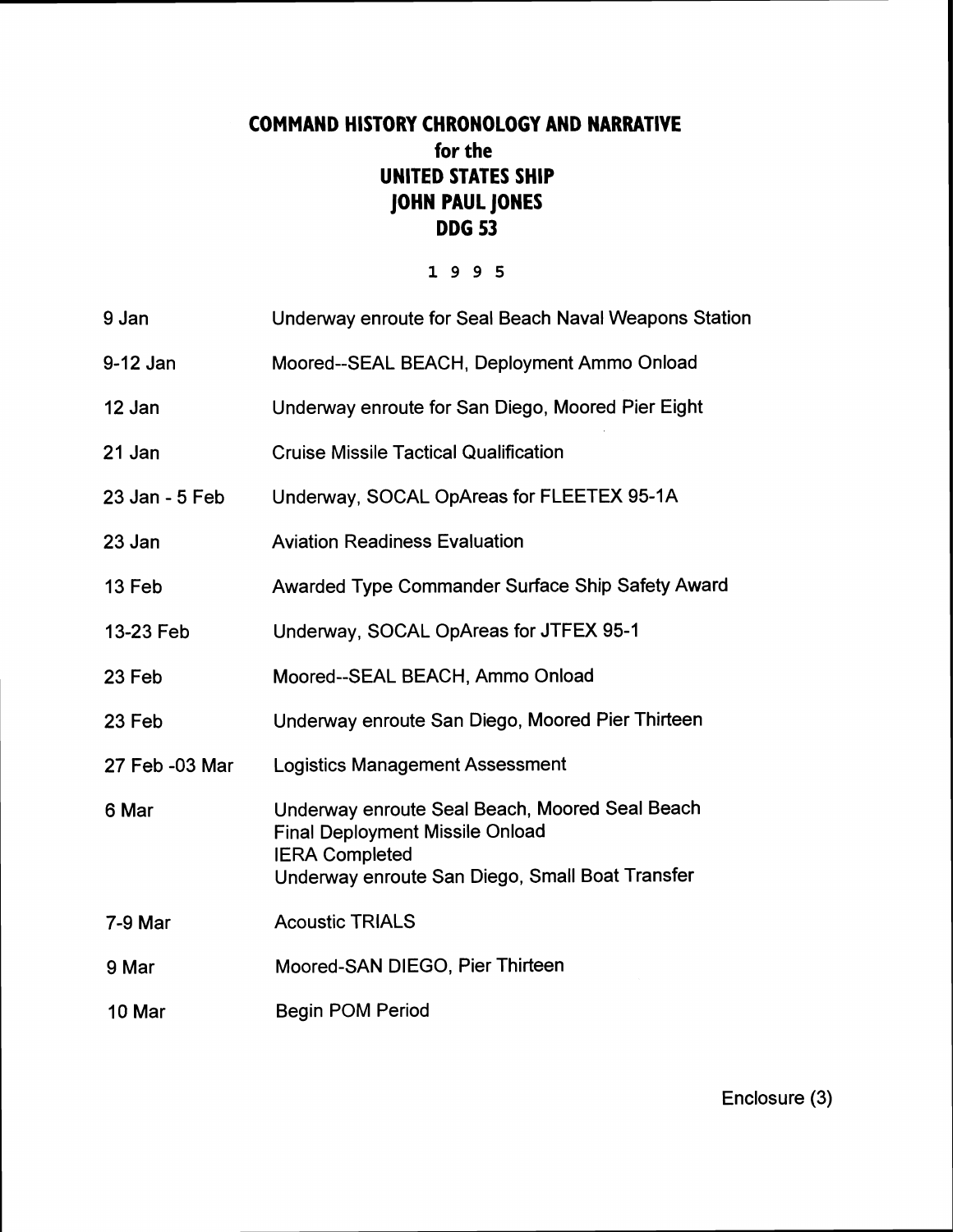# COMMAND HISTORY CHRONOLOGY AND NARRATIVE
## for the
## UNITED STATES SHIP
## JOHN PAUL JONES
## DDG 53

1 9 9 5

| | |
|---|---|
| 9 Jan | Underway enroute for Seal Beach Naval Weapons Station |
| 9-12 Jan | Moored--SEAL BEACH, Deployment Ammo Onload |
| 12 Jan | Underway enroute for San Diego, Moored Pier Eight |
| 21 Jan | Cruise Missile Tactical Qualification |
| 23 Jan - 5 Feb | Underway, SOCAL OpAreas for FLEETEX 95-1A |
| 23 Jan | Aviation Readiness Evaluation |
| 13 Feb | Awarded Type Commander Surface Ship Safety Award |
| 13-23 Feb | Underway, SOCAL OpAreas for JTFEX 95-1 |
| 23 Feb | Moored--SEAL BEACH, Ammo Onload |
| 23 Feb | Underway enroute San Diego, Moored Pier Thirteen |
| 27 Feb -03 Mar | Logistics Management Assessment |
| 6 Mar | Underway enroute Seal Beach, Moored Seal Beach<br>Final Deployment Missile Onload<br>IERA Completed<br>Underway enroute San Diego, Small Boat Transfer |
| 7-9 Mar | Acoustic TRIALS |
| 9 Mar | Moored-SAN DIEGO, Pier Thirteen |
| 10 Mar | Begin POM Period |

Enclosure (3)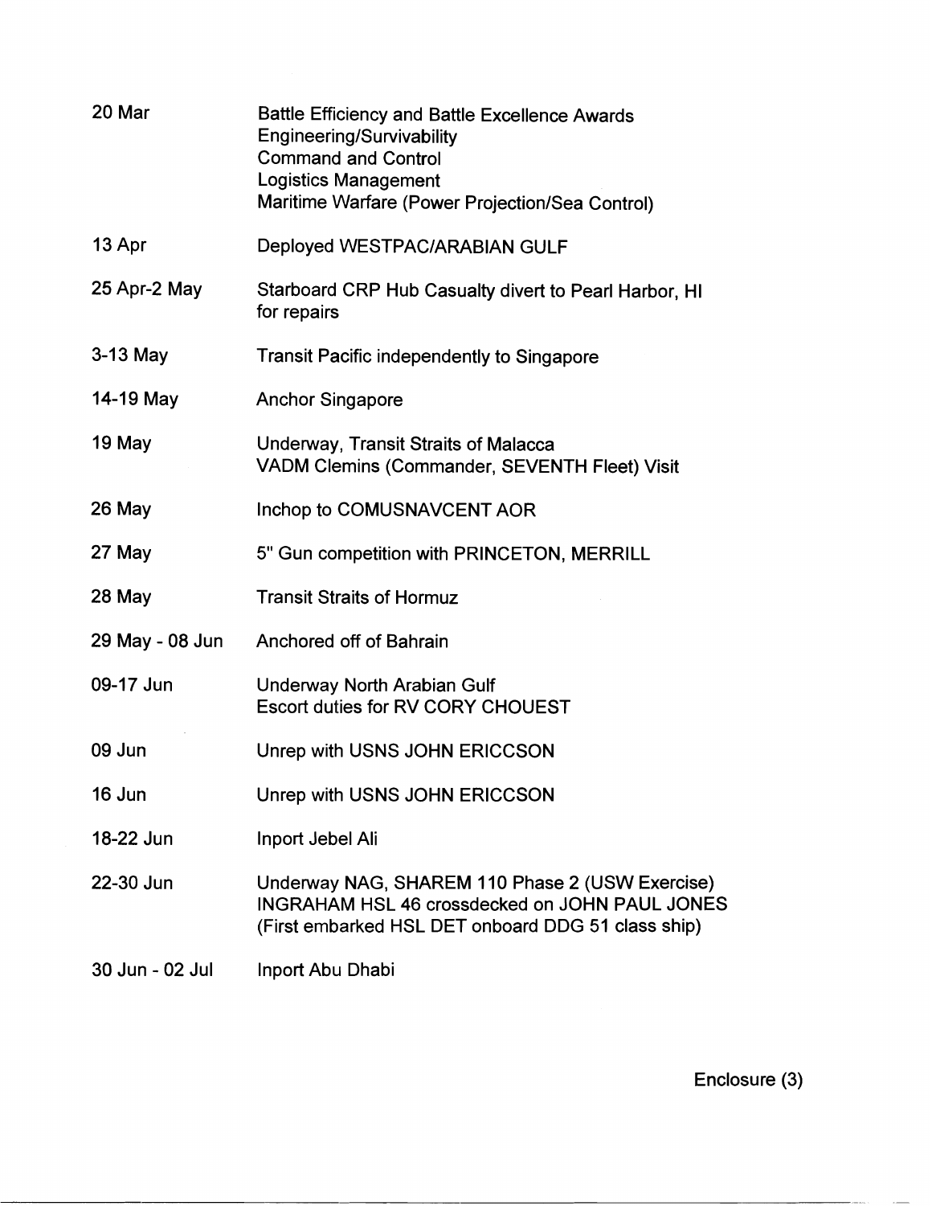| | |
|---|---|
| 20 Mar | Battle Efficiency and Battle Excellence Awards<br>Engineering/Survivability<br>Command and Control<br>Logistics Management<br>Maritime Warfare (Power Projection/Sea Control) |
| 13 Apr | Deployed WESTPAC/ARABIAN GULF |
| 25 Apr-2 May | Starboard CRP Hub Casualty divert to Pearl Harbor, HI for repairs |
| 3-13 May | Transit Pacific independently to Singapore |
| 14-19 May | Anchor Singapore |
| 19 May | Underway, Transit Straits of Malacca<br>VADM Clemins (Commander, SEVENTH Fleet) Visit |
| 26 May | Inchop to COMUSNAVCENT AOR |
| 27 May | 5" Gun competition with PRINCETON, MERRILL |
| 28 May | Transit Straits of Hormuz |
| 29 May - 08 Jun | Anchored off of Bahrain |
| 09-17 Jun | Underway North Arabian Gulf<br>Escort duties for RV CORY CHOUEST |
| 09 Jun | Unrep with USNS JOHN ERICCSON |
| 16 Jun | Unrep with USNS JOHN ERICCSON |
| 18-22 Jun | Inport Jebel Ali |
| 22-30 Jun | Underway NAG, SHAREM 110 Phase 2 (USW Exercise)<br>INGRAHAM HSL 46 crossdecked on JOHN PAUL JONES<br>(First embarked HSL DET onboard DDG 51 class ship) |
| 30 Jun - 02 Jul | Inport Abu Dhabi |

Enclosure (3)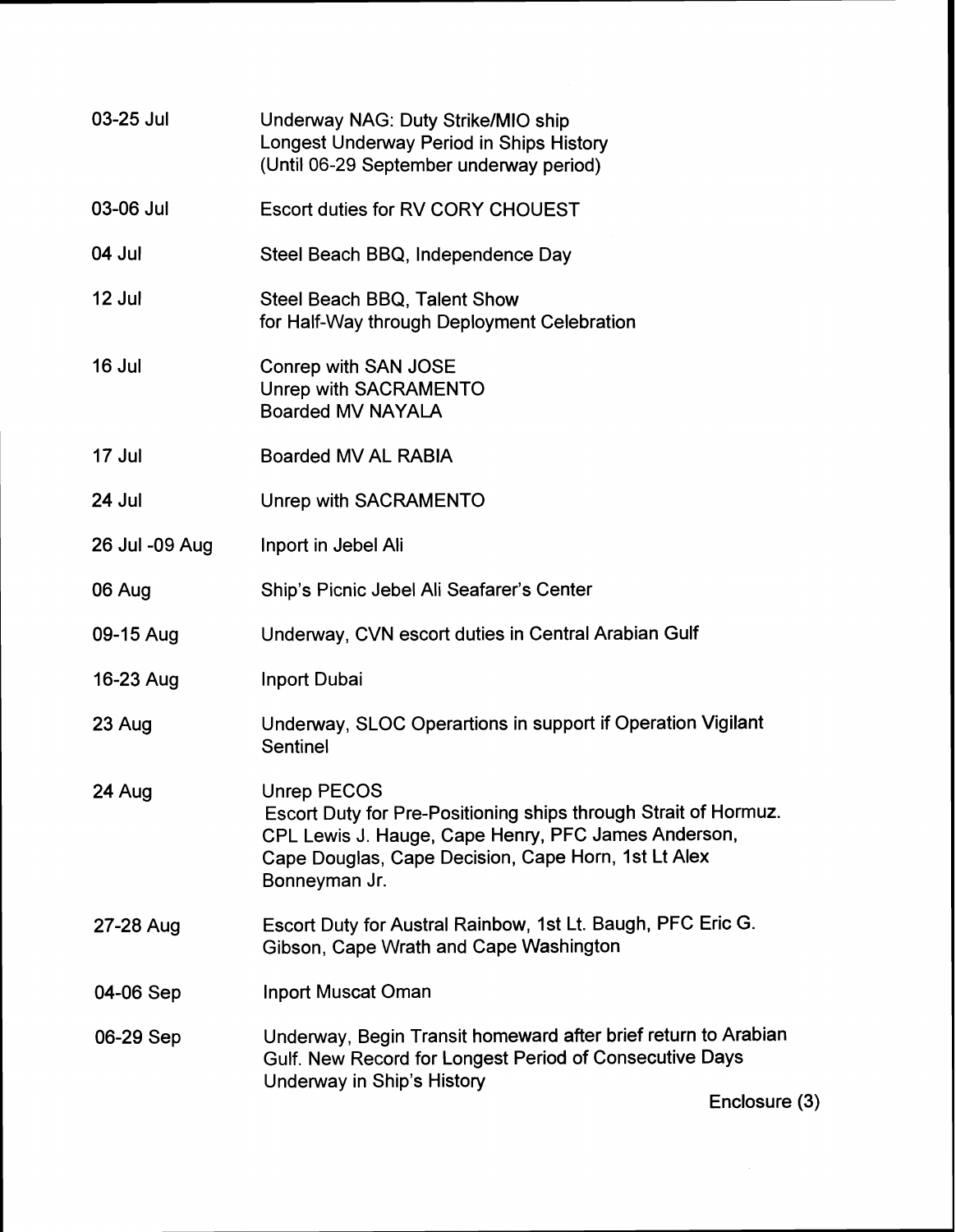| | |
|---|---|
| 03-25 Jul | Underway NAG: Duty Strike/MIO ship<br>Longest Underway Period in Ships History<br>(Until 06-29 September underway period) |
| 03-06 Jul | Escort duties for RV CORY CHOUEST |
| 04 Jul | Steel Beach BBQ, Independence Day |
| 12 Jul | Steel Beach BBQ, Talent Show<br>for Half-Way through Deployment Celebration |
| 16 Jul | Conrep with SAN JOSE<br>Unrep with SACRAMENTO<br>Boarded MV NAYALA |
| 17 Jul | Boarded MV AL RABIA |
| 24 Jul | Unrep with SACRAMENTO |
| 26 Jul -09 Aug | Inport in Jebel Ali |
| 06 Aug | Ship's Picnic Jebel Ali Seafarer's Center |
| 09-15 Aug | Underway, CVN escort duties in Central Arabian Gulf |
| 16-23 Aug | Inport Dubai |
| 23 Aug | Underway, SLOC Operartions in support if Operation Vigilant Sentinel |
| 24 Aug | Unrep PECOS<br>Escort Duty for Pre-Positioning ships through Strait of Hormuz. CPL Lewis J. Hauge, Cape Henry, PFC James Anderson, Cape Douglas, Cape Decision, Cape Horn, 1st Lt Alex Bonneyman Jr. |
| 27-28 Aug | Escort Duty for Austral Rainbow, 1st Lt. Baugh, PFC Eric G. Gibson, Cape Wrath and Cape Washington |
| 04-06 Sep | Inport Muscat Oman |
| 06-29 Sep | Underway, Begin Transit homeward after brief return to Arabian Gulf. New Record for Longest Period of Consecutive Days Underway in Ship's History |

Enclosure (3)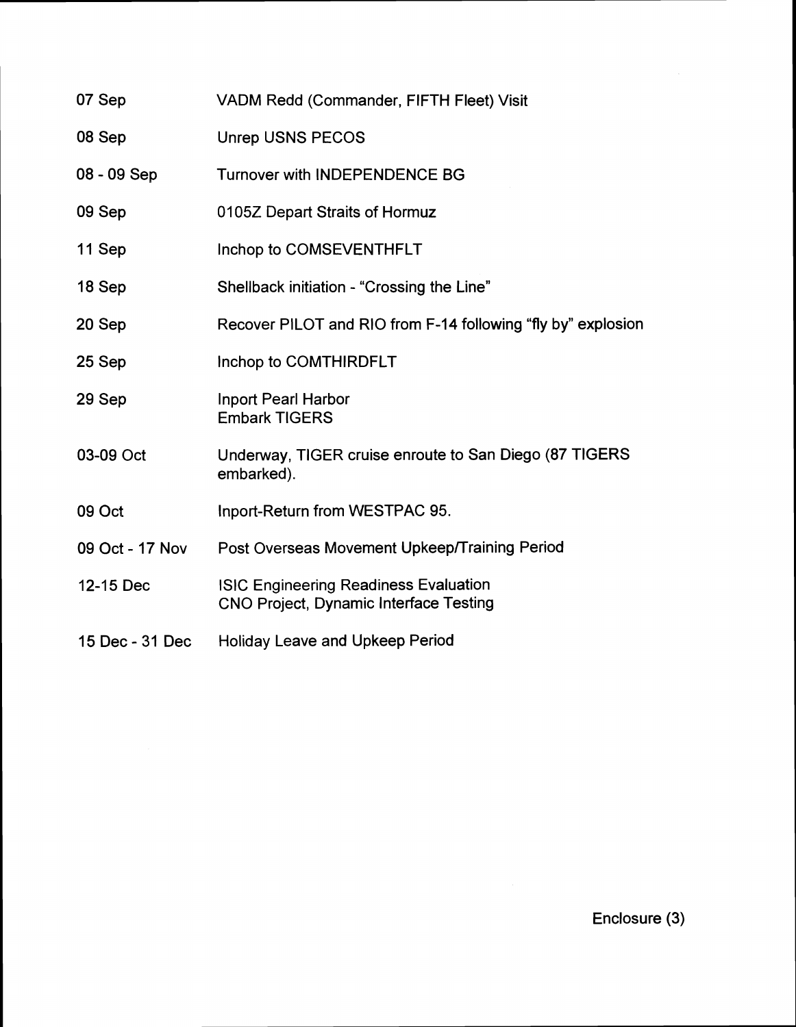| | |
|---|---|
| 07 Sep | VADM Redd (Commander, FIFTH Fleet) Visit |
| 08 Sep | Unrep USNS PECOS |
| 08 - 09 Sep | Turnover with INDEPENDENCE BG |
| 09 Sep | 0105Z Depart Straits of Hormuz |
| 11 Sep | Inchop to COMSEVENTHFLT |
| 18 Sep | Shellback initiation - "Crossing the Line" |
| 20 Sep | Recover PILOT and RIO from F-14 following "fly by" explosion |
| 25 Sep | Inchop to COMTHIRDFLT |
| 29 Sep | Inport Pearl Harbor<br>Embark TIGERS |
| 03-09 Oct | Underway, TIGER cruise enroute to San Diego (87 TIGERS embarked). |
| 09 Oct | Inport-Return from WESTPAC 95. |
| 09 Oct - 17 Nov | Post Overseas Movement Upkeep/Training Period |
| 12-15 Dec | ISIC Engineering Readiness Evaluation<br>CNO Project, Dynamic Interface Testing |
| 15 Dec - 31 Dec | Holiday Leave and Upkeep Period |

Enclosure (3)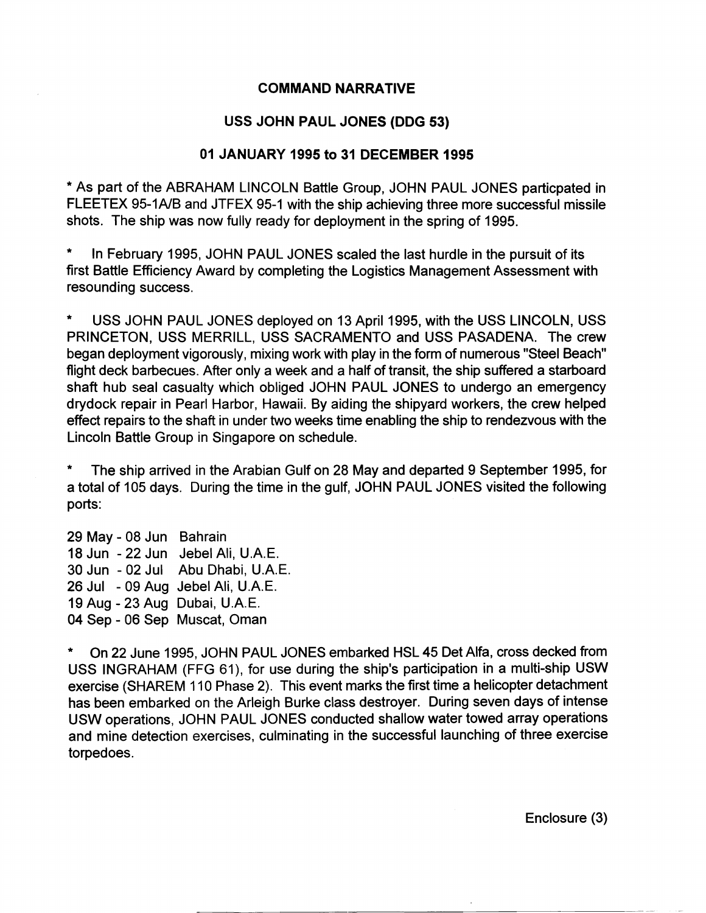## COMMAND NARRATIVE

## USS JOHN PAUL JONES (DDG 53)

## 01 JANUARY 1995 to 31 DECEMBER 1995

* As part of the ABRAHAM LINCOLN Battle Group, JOHN PAUL JONES particpated in FLEETEX 95-1A/B and JTFEX 95-1 with the ship achieving three more successful missile shots. The ship was now fully ready for deployment in the spring of 1995.

* In February 1995, JOHN PAUL JONES scaled the last hurdle in the pursuit of its first Battle Efficiency Award by completing the Logistics Management Assessment with resounding success.

* USS JOHN PAUL JONES deployed on 13 April 1995, with the USS LINCOLN, USS PRINCETON, USS MERRILL, USS SACRAMENTO and USS PASADENA. The crew began deployment vigorously, mixing work with play in the form of numerous "Steel Beach" flight deck barbecues. After only a week and a half of transit, the ship suffered a starboard shaft hub seal casualty which obliged JOHN PAUL JONES to undergo an emergency drydock repair in Pearl Harbor, Hawaii. By aiding the shipyard workers, the crew helped effect repairs to the shaft in under two weeks time enabling the ship to rendezvous with the Lincoln Battle Group in Singapore on schedule.

* The ship arrived in the Arabian Gulf on 28 May and departed 9 September 1995, for a total of 105 days. During the time in the gulf, JOHN PAUL JONES visited the following ports:

29 May - 08 Jun Bahrain
18 Jun - 22 Jun Jebel Ali, U.A.E.
30 Jun - 02 Jul Abu Dhabi, U.A.E.
26 Jul - 09 Aug Jebel Ali, U.A.E.
19 Aug - 23 Aug Dubai, U.A.E.
04 Sep - 06 Sep Muscat, Oman

* On 22 June 1995, JOHN PAUL JONES embarked HSL 45 Det Alfa, cross decked from USS INGRAHAM (FFG 61), for use during the ship's participation in a multi-ship USW exercise (SHAREM 110 Phase 2). This event marks the first time a helicopter detachment has been embarked on the Arleigh Burke class destroyer. During seven days of intense USW operations, JOHN PAUL JONES conducted shallow water towed array operations and mine detection exercises, culminating in the successful launching of three exercise torpedoes.

Enclosure (3)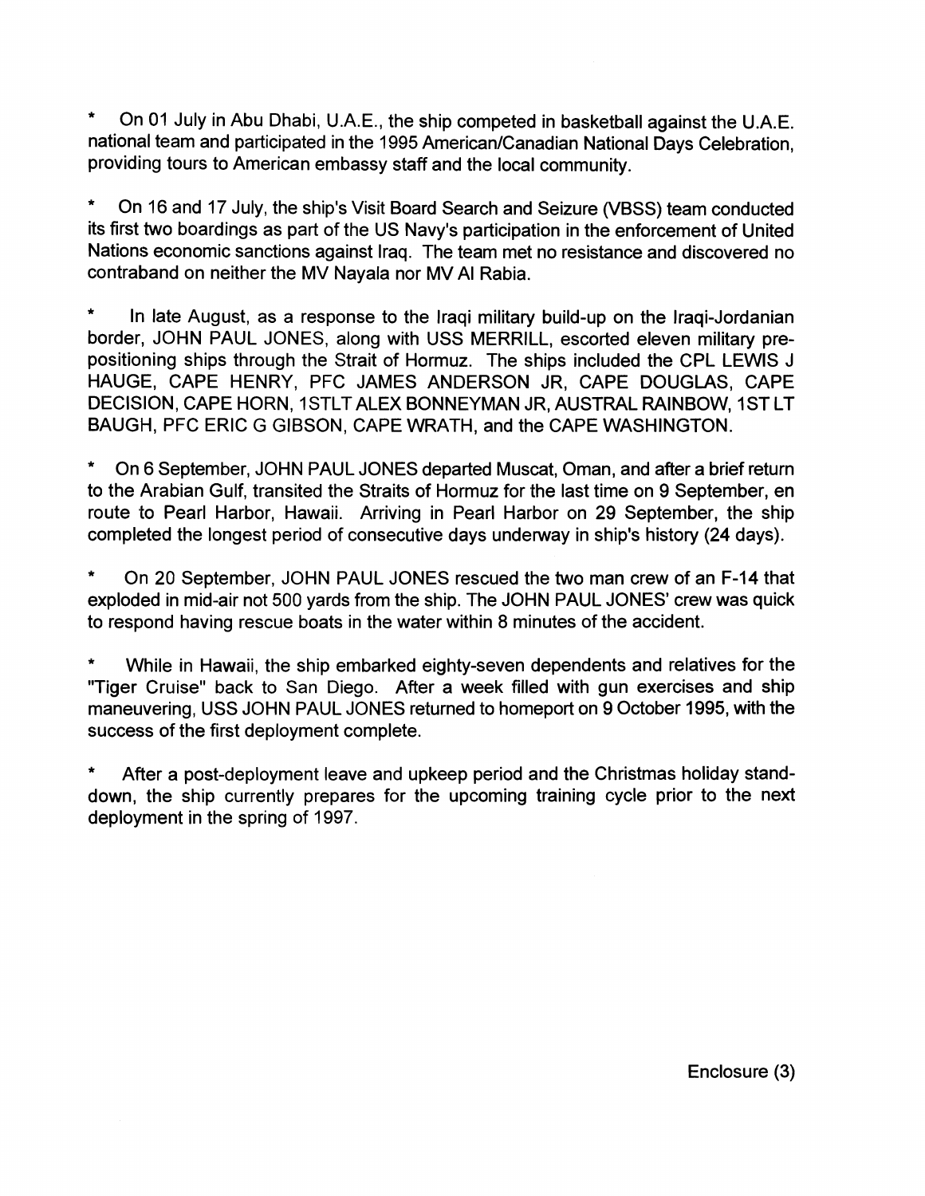* On 01 July in Abu Dhabi, U.A.E., the ship competed in basketball against the U.A.E. national team and participated in the 1995 American/Canadian National Days Celebration, providing tours to American embassy staff and the local community.

* On 16 and 17 July, the ship's Visit Board Search and Seizure (VBSS) team conducted its first two boardings as part of the US Navy's participation in the enforcement of United Nations economic sanctions against Iraq. The team met no resistance and discovered no contraband on neither the MV Nayala nor MV Al Rabia.

* In late August, as a response to the Iraqi military build-up on the Iraqi-Jordanian border, JOHN PAUL JONES, along with USS MERRILL, escorted eleven military pre-positioning ships through the Strait of Hormuz. The ships included the CPL LEWIS J HAUGE, CAPE HENRY, PFC JAMES ANDERSON JR, CAPE DOUGLAS, CAPE DECISION, CAPE HORN, 1STLT ALEX BONNEYMAN JR, AUSTRAL RAINBOW, 1ST LT BAUGH, PFC ERIC G GIBSON, CAPE WRATH, and the CAPE WASHINGTON.

* On 6 September, JOHN PAUL JONES departed Muscat, Oman, and after a brief return to the Arabian Gulf, transited the Straits of Hormuz for the last time on 9 September, en route to Pearl Harbor, Hawaii. Arriving in Pearl Harbor on 29 September, the ship completed the longest period of consecutive days underway in ship's history (24 days).

* On 20 September, JOHN PAUL JONES rescued the two man crew of an F-14 that exploded in mid-air not 500 yards from the ship. The JOHN PAUL JONES' crew was quick to respond having rescue boats in the water within 8 minutes of the accident.

* While in Hawaii, the ship embarked eighty-seven dependents and relatives for the "Tiger Cruise" back to San Diego. After a week filled with gun exercises and ship maneuvering, USS JOHN PAUL JONES returned to homeport on 9 October 1995, with the success of the first deployment complete.

* After a post-deployment leave and upkeep period and the Christmas holiday stand-down, the ship currently prepares for the upcoming training cycle prior to the next deployment in the spring of 1997.

Enclosure (3)